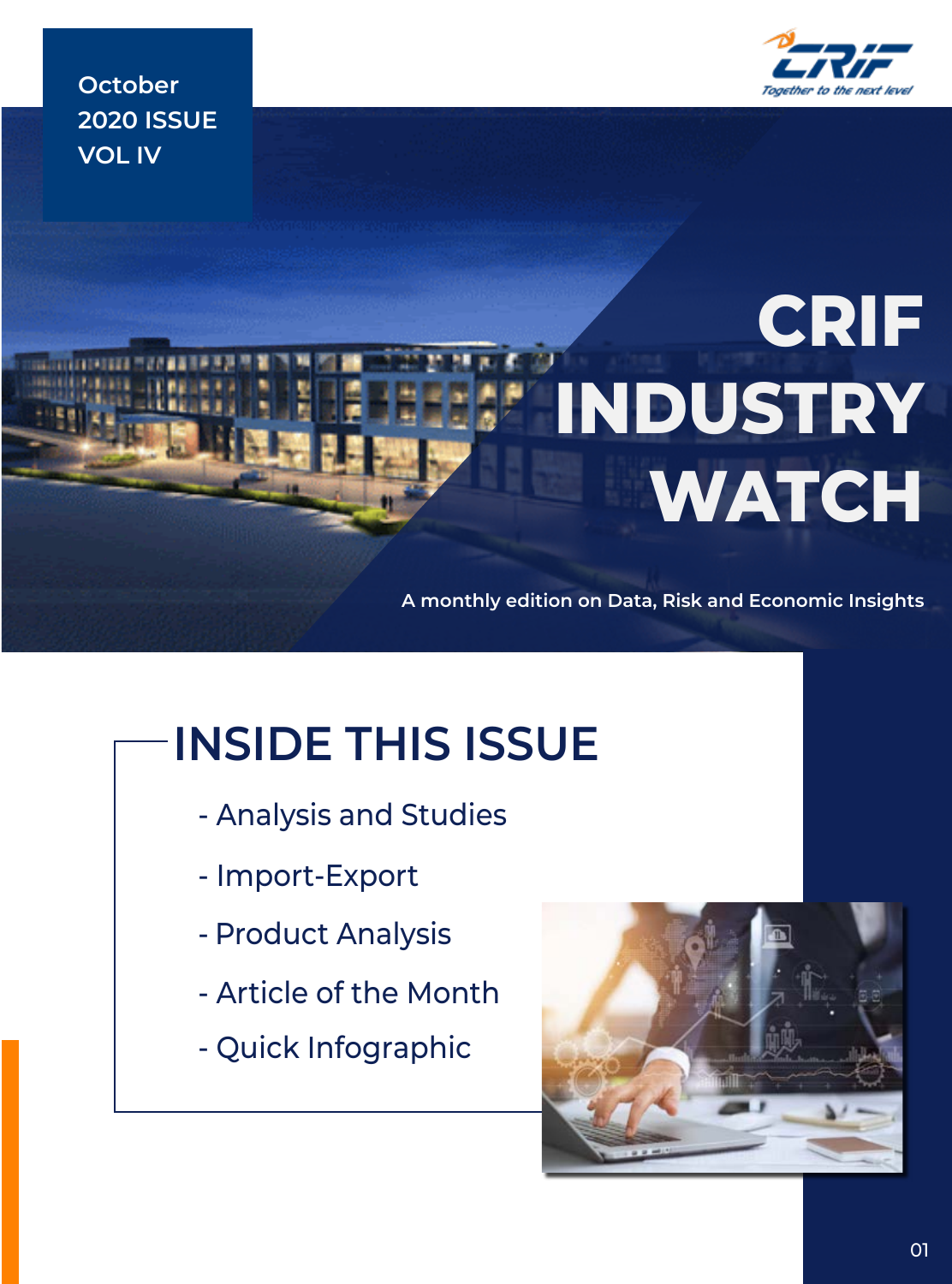October
2020 ISSUE
VOL IV

CRIF
Together to the next level

# CRIF INDUSTRY WATCH

A monthly edition on Data, Risk and Economic Insights

## INSIDE THIS ISSUE

- Analysis and Studies
- Import-Export
- Product Analysis
- Article of the Month
- Quick Infographic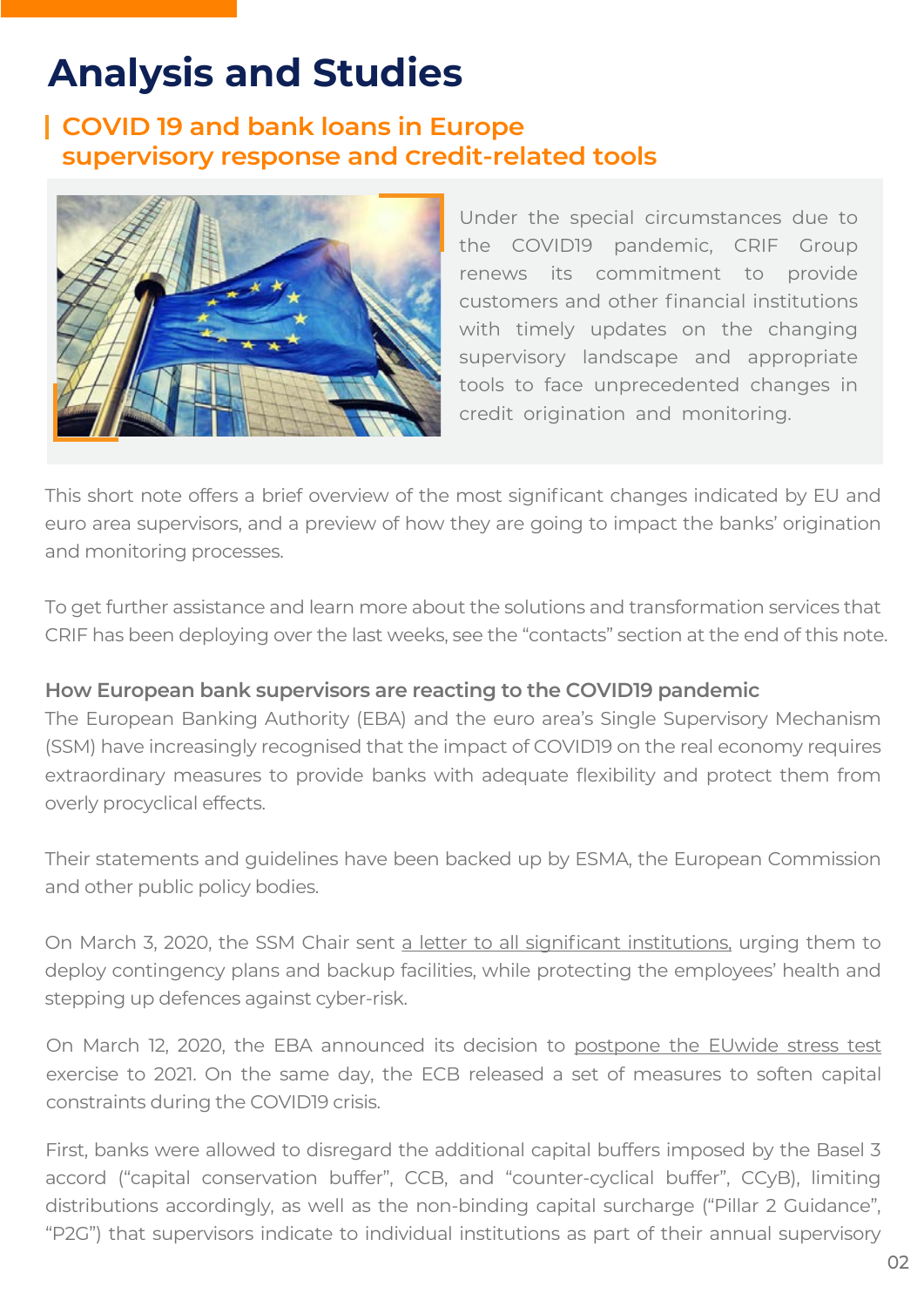# Analysis and Studies

## COVID 19 and bank loans in Europe supervisory response and credit-related tools

Under the special circumstances due to the COVID19 pandemic, CRIF Group renews its commitment to provide customers and other financial institutions with timely updates on the changing supervisory landscape and appropriate tools to face unprecedented changes in credit origination and monitoring.

This short note offers a brief overview of the most significant changes indicated by EU and euro area supervisors, and a preview of how they are going to impact the banks' origination and monitoring processes.

To get further assistance and learn more about the solutions and transformation services that CRIF has been deploying over the last weeks, see the "contacts" section at the end of this note.

### How European bank supervisors are reacting to the COVID19 pandemic

The European Banking Authority (EBA) and the euro area's Single Supervisory Mechanism (SSM) have increasingly recognised that the impact of COVID19 on the real economy requires extraordinary measures to provide banks with adequate flexibility and protect them from overly procyclical effects.

Their statements and guidelines have been backed up by ESMA, the European Commission and other public policy bodies.

On March 3, 2020, the SSM Chair sent a letter to all significant institutions, urging them to deploy contingency plans and backup facilities, while protecting the employees' health and stepping up defences against cyber-risk.

On March 12, 2020, the EBA announced its decision to postpone the EUwide stress test exercise to 2021. On the same day, the ECB released a set of measures to soften capital constraints during the COVID19 crisis.

First, banks were allowed to disregard the additional capital buffers imposed by the Basel 3 accord ("capital conservation buffer", CCB, and "counter-cyclical buffer", CCyB), limiting distributions accordingly, as well as the non-binding capital surcharge ("Pillar 2 Guidance", "P2G") that supervisors indicate to individual institutions as part of their annual supervisory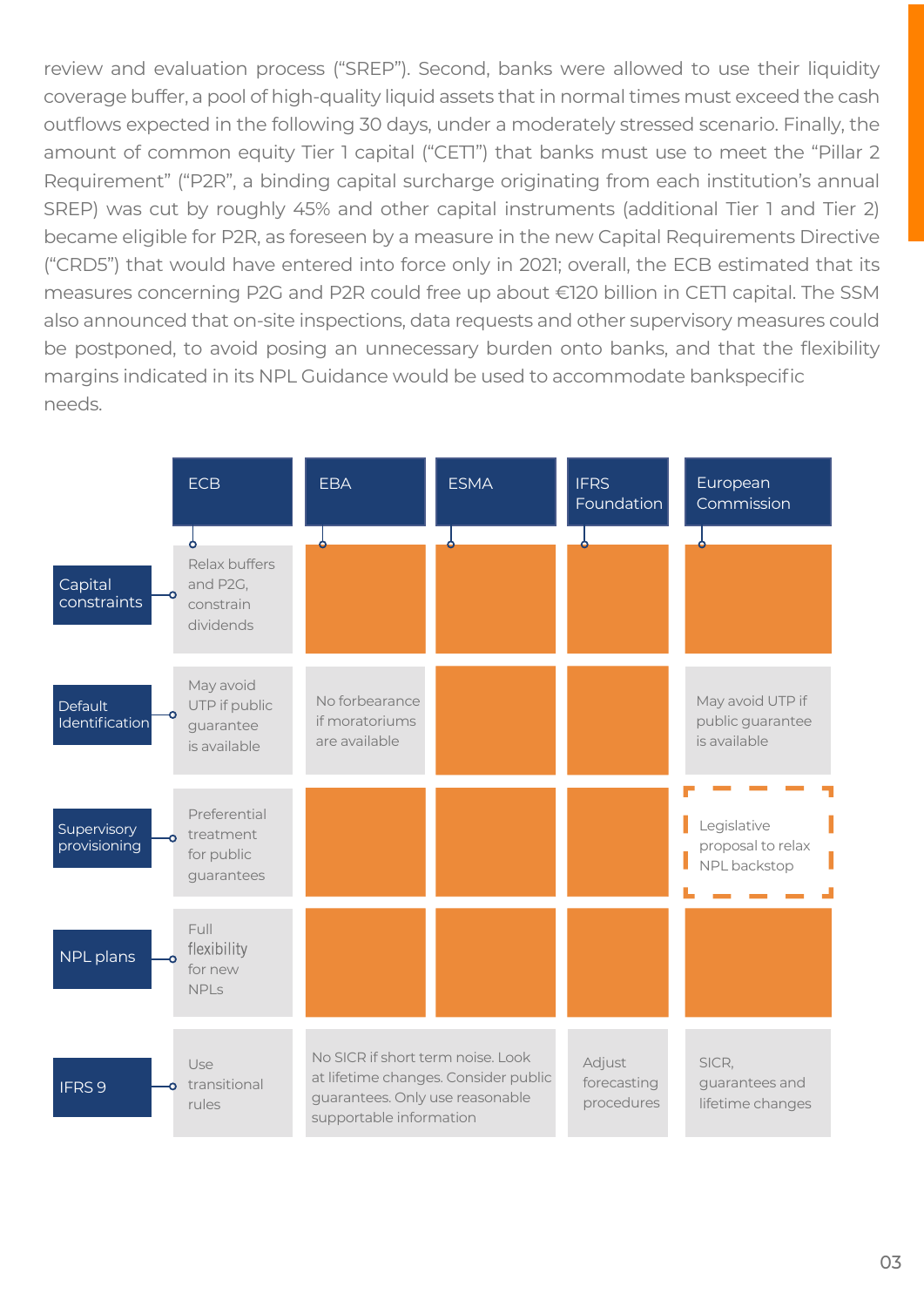review and evaluation process ("SREP"). Second, banks were allowed to use their liquidity coverage buffer, a pool of high-quality liquid assets that in normal times must exceed the cash outflows expected in the following 30 days, under a moderately stressed scenario. Finally, the amount of common equity Tier 1 capital ("CET1") that banks must use to meet the "Pillar 2 Requirement" ("P2R", a binding capital surcharge originating from each institution's annual SREP) was cut by roughly 45% and other capital instruments (additional Tier 1 and Tier 2) became eligible for P2R, as foreseen by a measure in the new Capital Requirements Directive ("CRD5") that would have entered into force only in 2021; overall, the ECB estimated that its measures concerning P2G and P2R could free up about €120 billion in CET1 capital. The SSM also announced that on-site inspections, data requests and other supervisory measures could be postponed, to avoid posing an unnecessary burden onto banks, and that the flexibility margins indicated in its NPL Guidance would be used to accommodate bankspecific needs.

| | ECB | EBA | ESMA | IFRS Foundation | European Commission |
|---|---|---|---|---|---|
| Capital constraints | Relax buffers and P2G, constrain dividends | | | | |
| Default Identification | May avoid UTP if public guarantee is available | No forbearance if moratoriums are available | | | May avoid UTP if public guarantee is available |
| Supervisory provisioning | Preferential treatment for public guarantees | | | | Legislative proposal to relax NPL backstop |
| NPL plans | Full flexibility for new NPLs | | | | |
| IFRS 9 | Use transitional rules | No SICR if short term noise. Look at lifetime changes. Consider public guarantees. Only use reasonable supportable information | | Adjust forecasting procedures | SICR, guarantees and lifetime changes |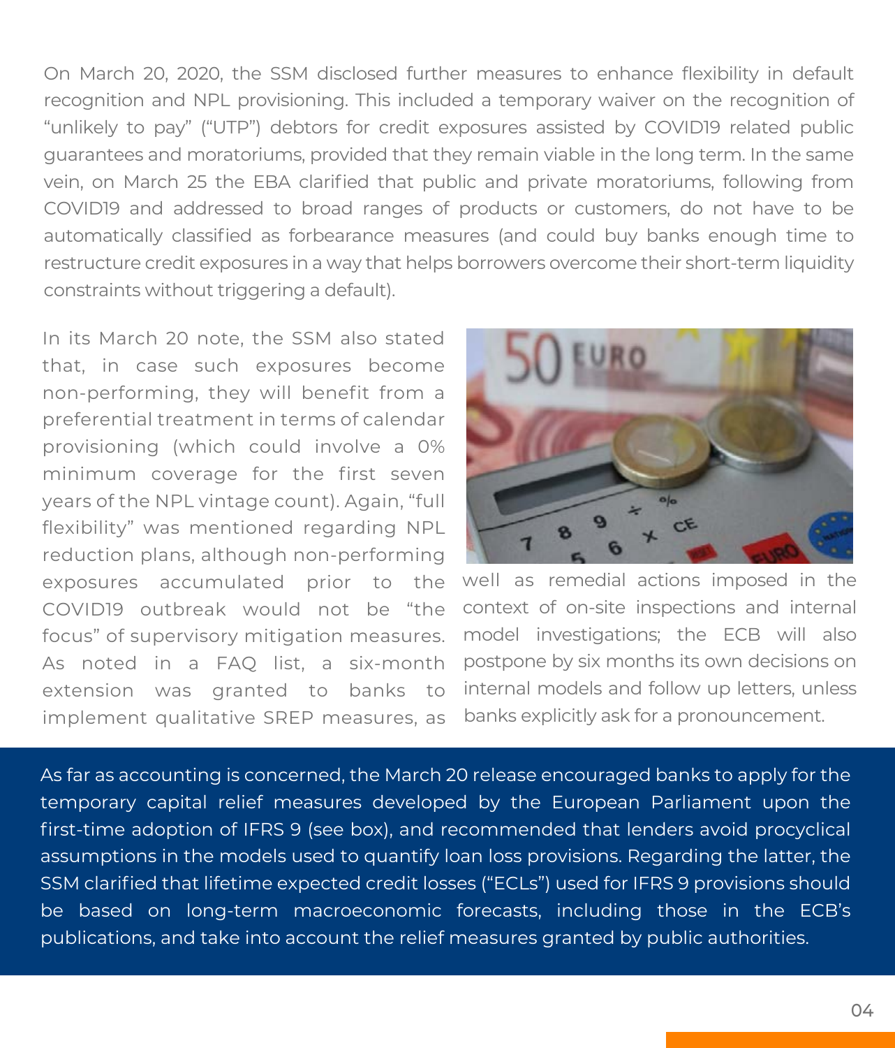On March 20, 2020, the SSM disclosed further measures to enhance flexibility in default recognition and NPL provisioning. This included a temporary waiver on the recognition of "unlikely to pay" ("UTP") debtors for credit exposures assisted by COVID19 related public guarantees and moratoriums, provided that they remain viable in the long term. In the same vein, on March 25 the EBA clarified that public and private moratoriums, following from COVID19 and addressed to broad ranges of products or customers, do not have to be automatically classified as forbearance measures (and could buy banks enough time to restructure credit exposures in a way that helps borrowers overcome their short-term liquidity constraints without triggering a default).

In its March 20 note, the SSM also stated that, in case such exposures become non-performing, they will benefit from a preferential treatment in terms of calendar provisioning (which could involve a 0% minimum coverage for the first seven years of the NPL vintage count). Again, "full flexibility" was mentioned regarding NPL reduction plans, although non-performing exposures accumulated prior to the COVID19 outbreak would not be "the focus" of supervisory mitigation measures. As noted in a FAQ list, a six-month extension was granted to banks to implement qualitative SREP measures, as well as remedial actions imposed in the context of on-site inspections and internal model investigations; the ECB will also postpone by six months its own decisions on internal models and follow up letters, unless banks explicitly ask for a pronouncement.

As far as accounting is concerned, the March 20 release encouraged banks to apply for the temporary capital relief measures developed by the European Parliament upon the first-time adoption of IFRS 9 (see box), and recommended that lenders avoid procyclical assumptions in the models used to quantify loan loss provisions. Regarding the latter, the SSM clarified that lifetime expected credit losses ("ECLs") used for IFRS 9 provisions should be based on long-term macroeconomic forecasts, including those in the ECB's publications, and take into account the relief measures granted by public authorities.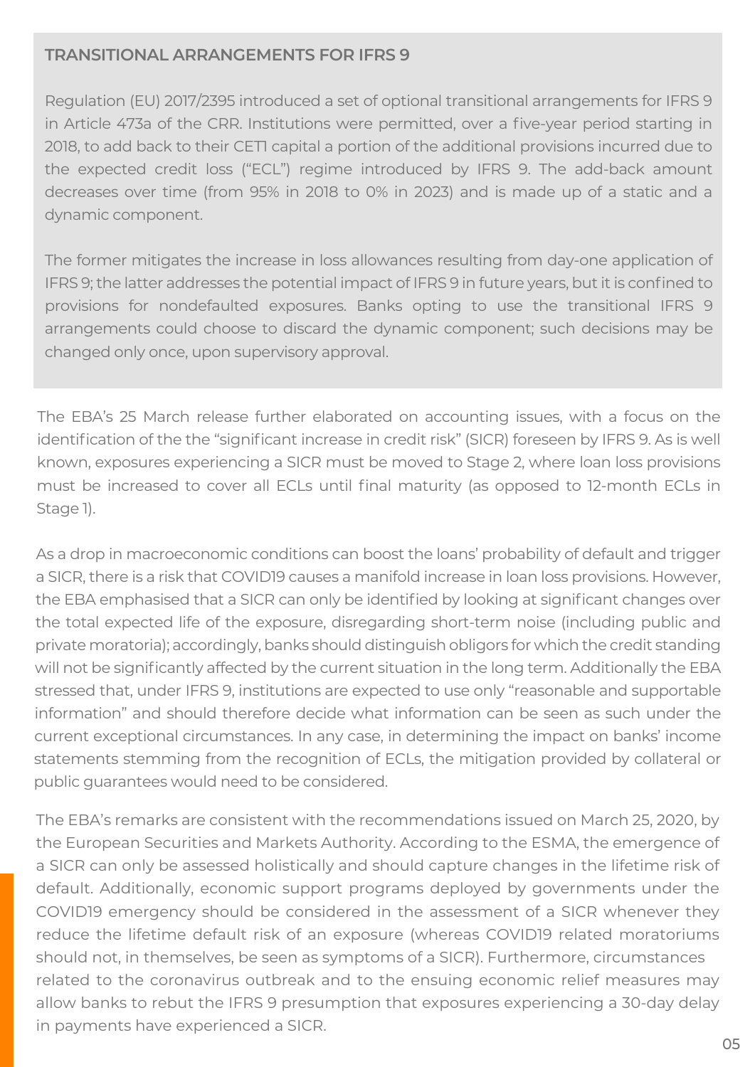### TRANSITIONAL ARRANGEMENTS FOR IFRS 9

Regulation (EU) 2017/2395 introduced a set of optional transitional arrangements for IFRS 9 in Article 473a of the CRR. Institutions were permitted, over a five-year period starting in 2018, to add back to their CET1 capital a portion of the additional provisions incurred due to the expected credit loss ("ECL") regime introduced by IFRS 9. The add-back amount decreases over time (from 95% in 2018 to 0% in 2023) and is made up of a static and a dynamic component.

The former mitigates the increase in loss allowances resulting from day-one application of IFRS 9; the latter addresses the potential impact of IFRS 9 in future years, but it is confined to provisions for nondefaulted exposures. Banks opting to use the transitional IFRS 9 arrangements could choose to discard the dynamic component; such decisions may be changed only once, upon supervisory approval.

The EBA's 25 March release further elaborated on accounting issues, with a focus on the identification of the the "significant increase in credit risk" (SICR) foreseen by IFRS 9. As is well known, exposures experiencing a SICR must be moved to Stage 2, where loan loss provisions must be increased to cover all ECLs until final maturity (as opposed to 12-month ECLs in Stage 1).

As a drop in macroeconomic conditions can boost the loans' probability of default and trigger a SICR, there is a risk that COVID19 causes a manifold increase in loan loss provisions. However, the EBA emphasised that a SICR can only be identified by looking at significant changes over the total expected life of the exposure, disregarding short-term noise (including public and private moratoria); accordingly, banks should distinguish obligors for which the credit standing will not be significantly affected by the current situation in the long term. Additionally the EBA stressed that, under IFRS 9, institutions are expected to use only "reasonable and supportable information" and should therefore decide what information can be seen as such under the current exceptional circumstances. In any case, in determining the impact on banks' income statements stemming from the recognition of ECLs, the mitigation provided by collateral or public guarantees would need to be considered.

The EBA's remarks are consistent with the recommendations issued on March 25, 2020, by the European Securities and Markets Authority. According to the ESMA, the emergence of a SICR can only be assessed holistically and should capture changes in the lifetime risk of default. Additionally, economic support programs deployed by governments under the COVID19 emergency should be considered in the assessment of a SICR whenever they reduce the lifetime default risk of an exposure (whereas COVID19 related moratoriums should not, in themselves, be seen as symptoms of a SICR). Furthermore, circumstances related to the coronavirus outbreak and to the ensuing economic relief measures may allow banks to rebut the IFRS 9 presumption that exposures experiencing a 30-day delay in payments have experienced a SICR.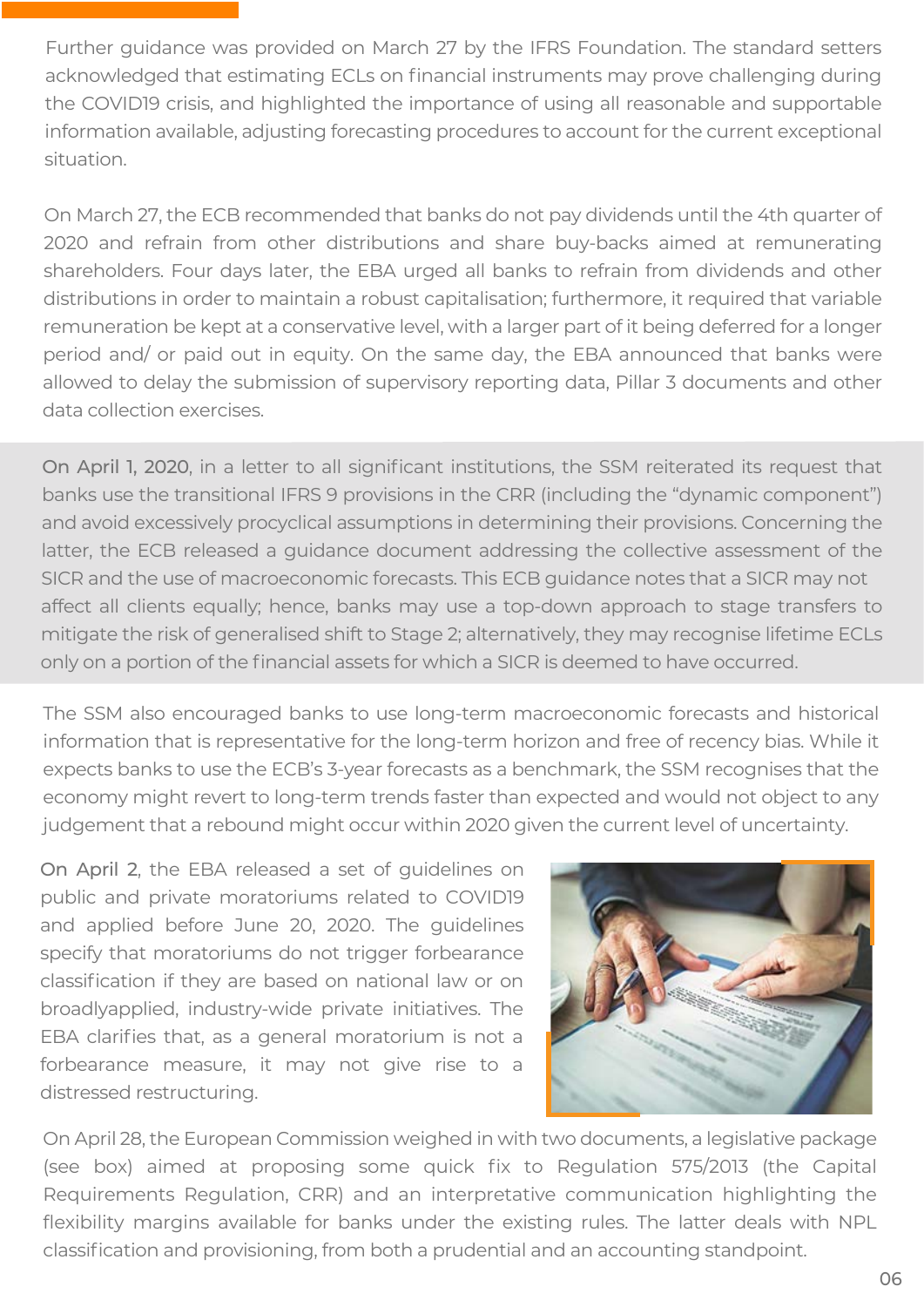Further guidance was provided on March 27 by the IFRS Foundation. The standard setters acknowledged that estimating ECLs on financial instruments may prove challenging during the COVID19 crisis, and highlighted the importance of using all reasonable and supportable information available, adjusting forecasting procedures to account for the current exceptional situation.

On March 27, the ECB recommended that banks do not pay dividends until the 4th quarter of 2020 and refrain from other distributions and share buy-backs aimed at remunerating shareholders. Four days later, the EBA urged all banks to refrain from dividends and other distributions in order to maintain a robust capitalisation; furthermore, it required that variable remuneration be kept at a conservative level, with a larger part of it being deferred for a longer period and/ or paid out in equity. On the same day, the EBA announced that banks were allowed to delay the submission of supervisory reporting data, Pillar 3 documents and other data collection exercises.

**On April 1, 2020**, in a letter to all significant institutions, the SSM reiterated its request that banks use the transitional IFRS 9 provisions in the CRR (including the "dynamic component") and avoid excessively procyclical assumptions in determining their provisions. Concerning the latter, the ECB released a guidance document addressing the collective assessment of the SICR and the use of macroeconomic forecasts. This ECB guidance notes that a SICR may not affect all clients equally; hence, banks may use a top-down approach to stage transfers to mitigate the risk of generalised shift to Stage 2; alternatively, they may recognise lifetime ECLs only on a portion of the financial assets for which a SICR is deemed to have occurred.

The SSM also encouraged banks to use long-term macroeconomic forecasts and historical information that is representative for the long-term horizon and free of recency bias. While it expects banks to use the ECB's 3-year forecasts as a benchmark, the SSM recognises that the economy might revert to long-term trends faster than expected and would not object to any judgement that a rebound might occur within 2020 given the current level of uncertainty.

**On April 2**, the EBA released a set of guidelines on public and private moratoriums related to COVID19 and applied before June 20, 2020. The guidelines specify that moratoriums do not trigger forbearance classification if they are based on national law or on broadlyapplied, industry-wide private initiatives. The EBA clarifies that, as a general moratorium is not a forbearance measure, it may not give rise to a distressed restructuring.

On April 28, the European Commission weighed in with two documents, a legislative package (see box) aimed at proposing some quick fix to Regulation 575/2013 (the Capital Requirements Regulation, CRR) and an interpretative communication highlighting the flexibility margins available for banks under the existing rules. The latter deals with NPL classification and provisioning, from both a prudential and an accounting standpoint.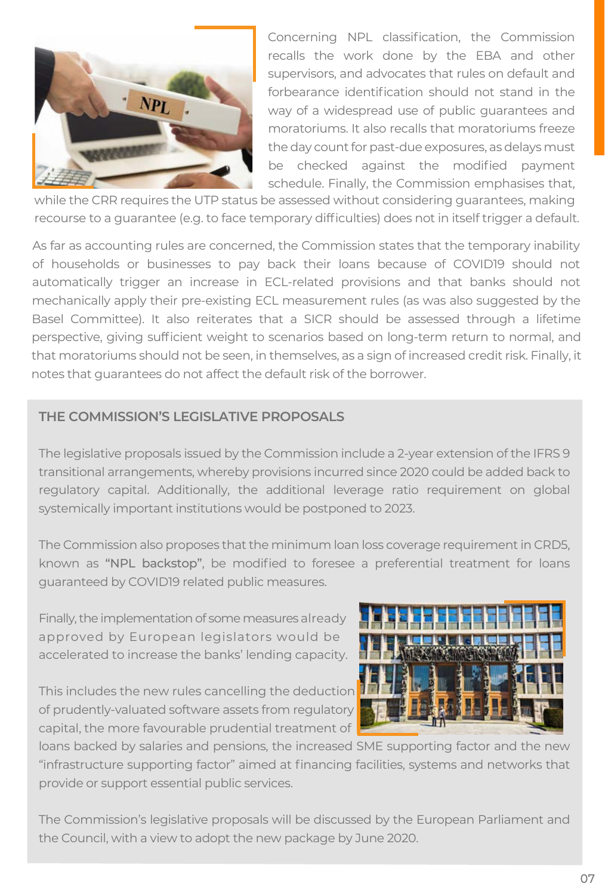Concerning NPL classification, the Commission recalls the work done by the EBA and other supervisors, and advocates that rules on default and forbearance identification should not stand in the way of a widespread use of public guarantees and moratoriums. It also recalls that moratoriums freeze the day count for past-due exposures, as delays must be checked against the modified payment schedule. Finally, the Commission emphasises that, while the CRR requires the UTP status be assessed without considering guarantees, making recourse to a guarantee (e.g. to face temporary difficulties) does not in itself trigger a default.

As far as accounting rules are concerned, the Commission states that the temporary inability of households or businesses to pay back their loans because of COVID19 should not automatically trigger an increase in ECL-related provisions and that banks should not mechanically apply their pre-existing ECL measurement rules (as was also suggested by the Basel Committee). It also reiterates that a SICR should be assessed through a lifetime perspective, giving sufficient weight to scenarios based on long-term return to normal, and that moratoriums should not be seen, in themselves, as a sign of increased credit risk. Finally, it notes that guarantees do not affect the default risk of the borrower.

## THE COMMISSION'S LEGISLATIVE PROPOSALS

The legislative proposals issued by the Commission include a 2-year extension of the IFRS 9 transitional arrangements, whereby provisions incurred since 2020 could be added back to regulatory capital. Additionally, the additional leverage ratio requirement on global systemically important institutions would be postponed to 2023.

The Commission also proposes that the minimum loan loss coverage requirement in CRD5, known as "NPL backstop", be modified to foresee a preferential treatment for loans guaranteed by COVID19 related public measures.

Finally, the implementation of some measures already approved by European legislators would be accelerated to increase the banks' lending capacity.

This includes the new rules cancelling the deduction of prudently-valuated software assets from regulatory capital, the more favourable prudential treatment of loans backed by salaries and pensions, the increased SME supporting factor and the new "infrastructure supporting factor" aimed at financing facilities, systems and networks that provide or support essential public services.

The Commission's legislative proposals will be discussed by the European Parliament and the Council, with a view to adopt the new package by June 2020.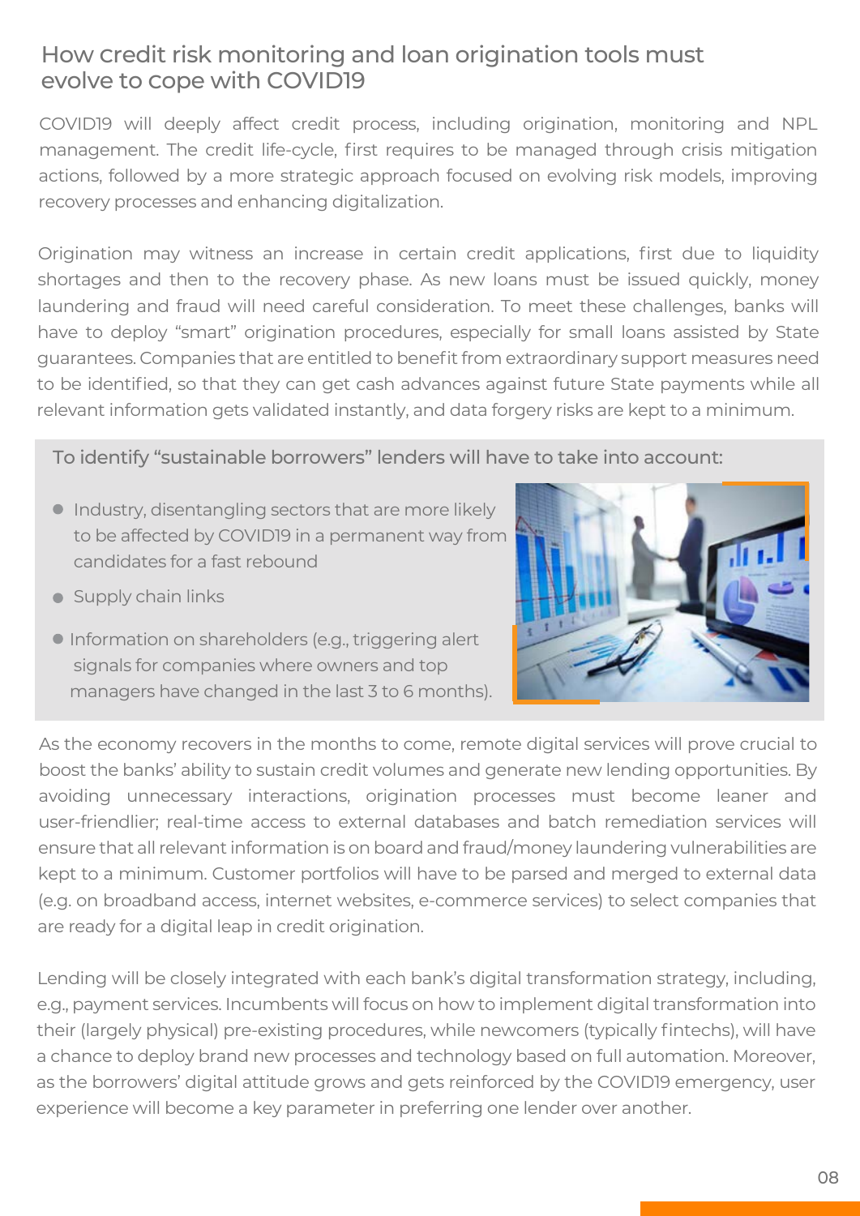## How credit risk monitoring and loan origination tools must evolve to cope with COVID19

COVID19 will deeply affect credit process, including origination, monitoring and NPL management. The credit life-cycle, first requires to be managed through crisis mitigation actions, followed by a more strategic approach focused on evolving risk models, improving recovery processes and enhancing digitalization.

Origination may witness an increase in certain credit applications, first due to liquidity shortages and then to the recovery phase. As new loans must be issued quickly, money laundering and fraud will need careful consideration. To meet these challenges, banks will have to deploy "smart" origination procedures, especially for small loans assisted by State guarantees. Companies that are entitled to benefit from extraordinary support measures need to be identified, so that they can get cash advances against future State payments while all relevant information gets validated instantly, and data forgery risks are kept to a minimum.

To identify "sustainable borrowers" lenders will have to take into account:

- Industry, disentangling sectors that are more likely to be affected by COVID19 in a permanent way from candidates for a fast rebound
- Supply chain links
- Information on shareholders (e.g., triggering alert signals for companies where owners and top managers have changed in the last 3 to 6 months).

As the economy recovers in the months to come, remote digital services will prove crucial to boost the banks' ability to sustain credit volumes and generate new lending opportunities. By avoiding unnecessary interactions, origination processes must become leaner and user-friendlier; real-time access to external databases and batch remediation services will ensure that all relevant information is on board and fraud/money laundering vulnerabilities are kept to a minimum. Customer portfolios will have to be parsed and merged to external data (e.g. on broadband access, internet websites, e-commerce services) to select companies that are ready for a digital leap in credit origination.

Lending will be closely integrated with each bank's digital transformation strategy, including, e.g., payment services. Incumbents will focus on how to implement digital transformation into their (largely physical) pre-existing procedures, while newcomers (typically fintechs), will have a chance to deploy brand new processes and technology based on full automation. Moreover, as the borrowers' digital attitude grows and gets reinforced by the COVID19 emergency, user experience will become a key parameter in preferring one lender over another.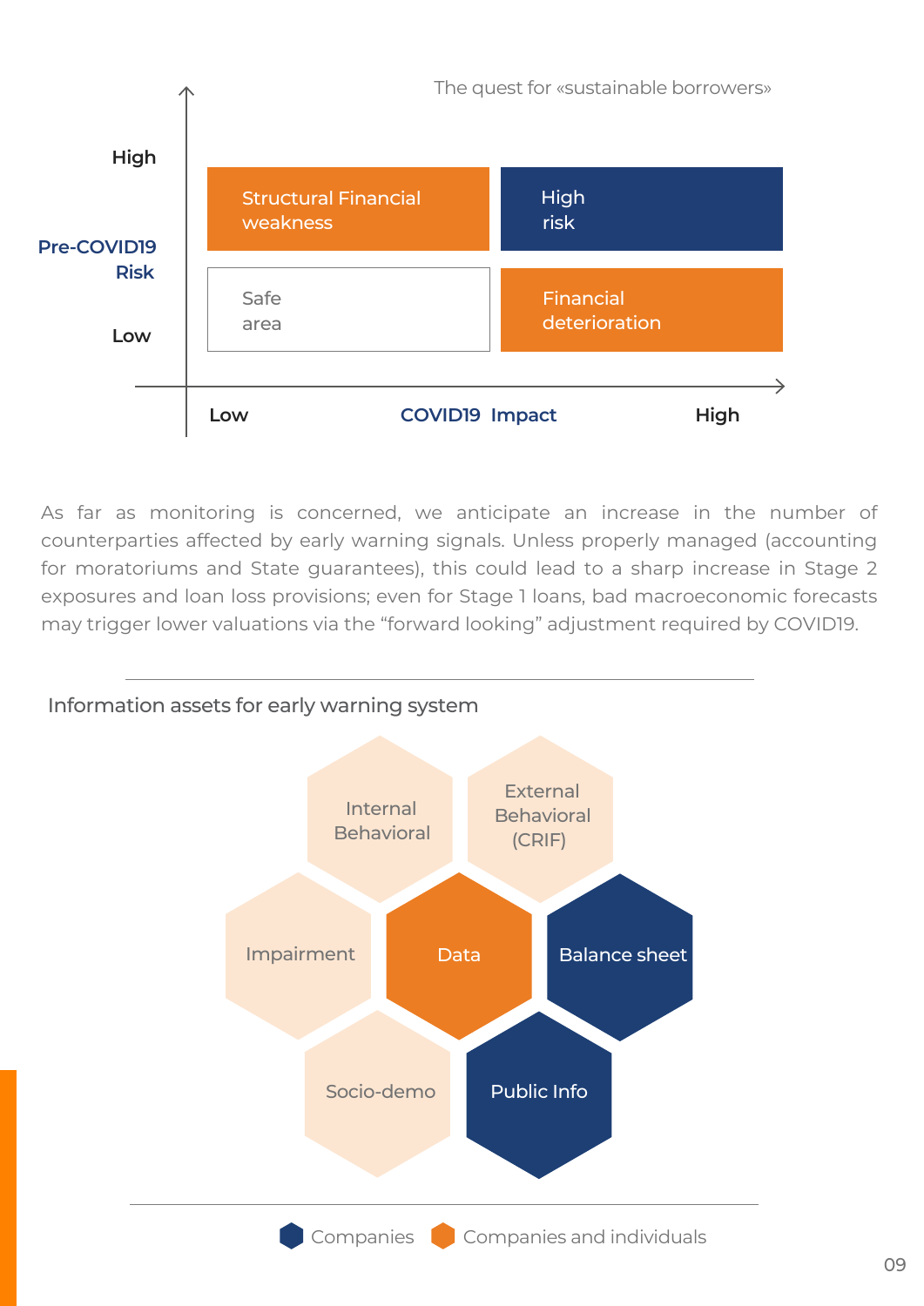The quest for «sustainable borrowers»

| Pre-COVID19 Risk | Low COVID19 Impact | High COVID19 Impact |
|---|---|---|
| High | Structural Financial weakness | High risk |
| Low | Safe area | Financial deterioration |

As far as monitoring is concerned, we anticipate an increase in the number of counterparties affected by early warning signals. Unless properly managed (accounting for moratoriums and State guarantees), this could lead to a sharp increase in Stage 2 exposures and loan loss provisions; even for Stage 1 loans, bad macroeconomic forecasts may trigger lower valuations via the "forward looking" adjustment required by COVID19.

Information assets for early warning system

- Internal Behavioral
- External Behavioral (CRIF)
- Impairment
- Data
- Balance sheet
- Socio-demo
- Public Info

Companies | Companies and individuals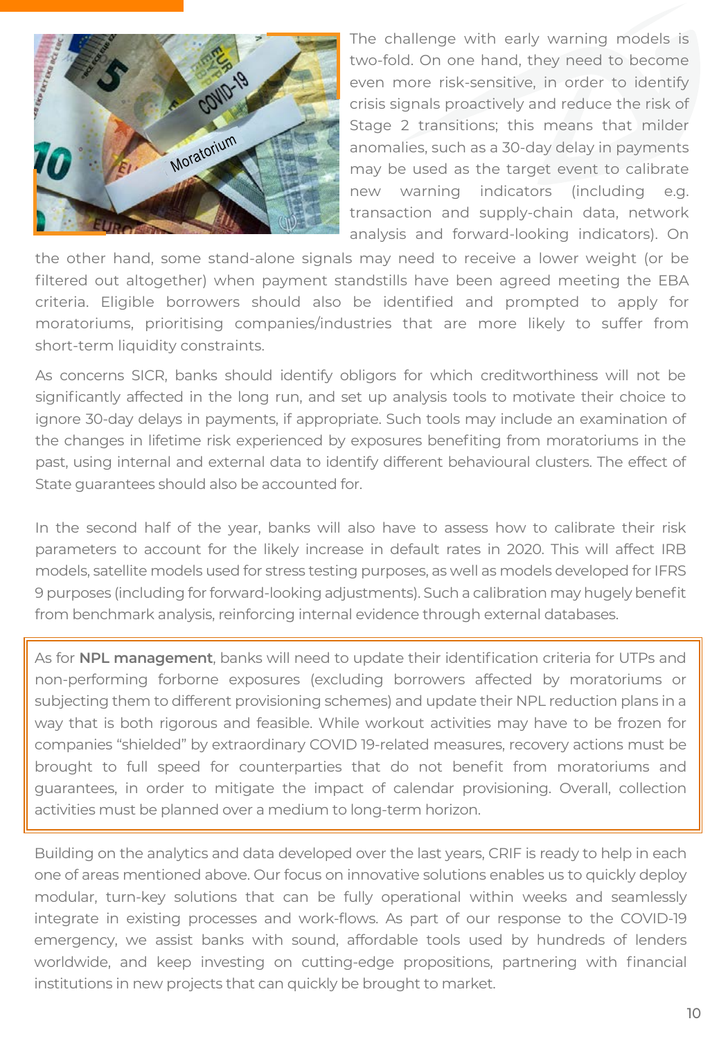The challenge with early warning models is two-fold. On one hand, they need to become even more risk-sensitive, in order to identify crisis signals proactively and reduce the risk of Stage 2 transitions; this means that milder anomalies, such as a 30-day delay in payments may be used as the target event to calibrate new warning indicators (including e.g. transaction and supply-chain data, network analysis and forward-looking indicators). On the other hand, some stand-alone signals may need to receive a lower weight (or be filtered out altogether) when payment standstills have been agreed meeting the EBA criteria. Eligible borrowers should also be identified and prompted to apply for moratoriums, prioritising companies/industries that are more likely to suffer from short-term liquidity constraints.

As concerns SICR, banks should identify obligors for which creditworthiness will not be significantly affected in the long run, and set up analysis tools to motivate their choice to ignore 30-day delays in payments, if appropriate. Such tools may include an examination of the changes in lifetime risk experienced by exposures benefiting from moratoriums in the past, using internal and external data to identify different behavioural clusters. The effect of State guarantees should also be accounted for.

In the second half of the year, banks will also have to assess how to calibrate their risk parameters to account for the likely increase in default rates in 2020. This will affect IRB models, satellite models used for stress testing purposes, as well as models developed for IFRS 9 purposes (including for forward-looking adjustments). Such a calibration may hugely benefit from benchmark analysis, reinforcing internal evidence through external databases.

As for **NPL management**, banks will need to update their identification criteria for UTPs and non-performing forborne exposures (excluding borrowers affected by moratoriums or subjecting them to different provisioning schemes) and update their NPL reduction plans in a way that is both rigorous and feasible. While workout activities may have to be frozen for companies "shielded" by extraordinary COVID 19-related measures, recovery actions must be brought to full speed for counterparties that do not benefit from moratoriums and guarantees, in order to mitigate the impact of calendar provisioning. Overall, collection activities must be planned over a medium to long-term horizon.

Building on the analytics and data developed over the last years, CRIF is ready to help in each one of areas mentioned above. Our focus on innovative solutions enables us to quickly deploy modular, turn-key solutions that can be fully operational within weeks and seamlessly integrate in existing processes and work-flows. As part of our response to the COVID-19 emergency, we assist banks with sound, affordable tools used by hundreds of lenders worldwide, and keep investing on cutting-edge propositions, partnering with financial institutions in new projects that can quickly be brought to market.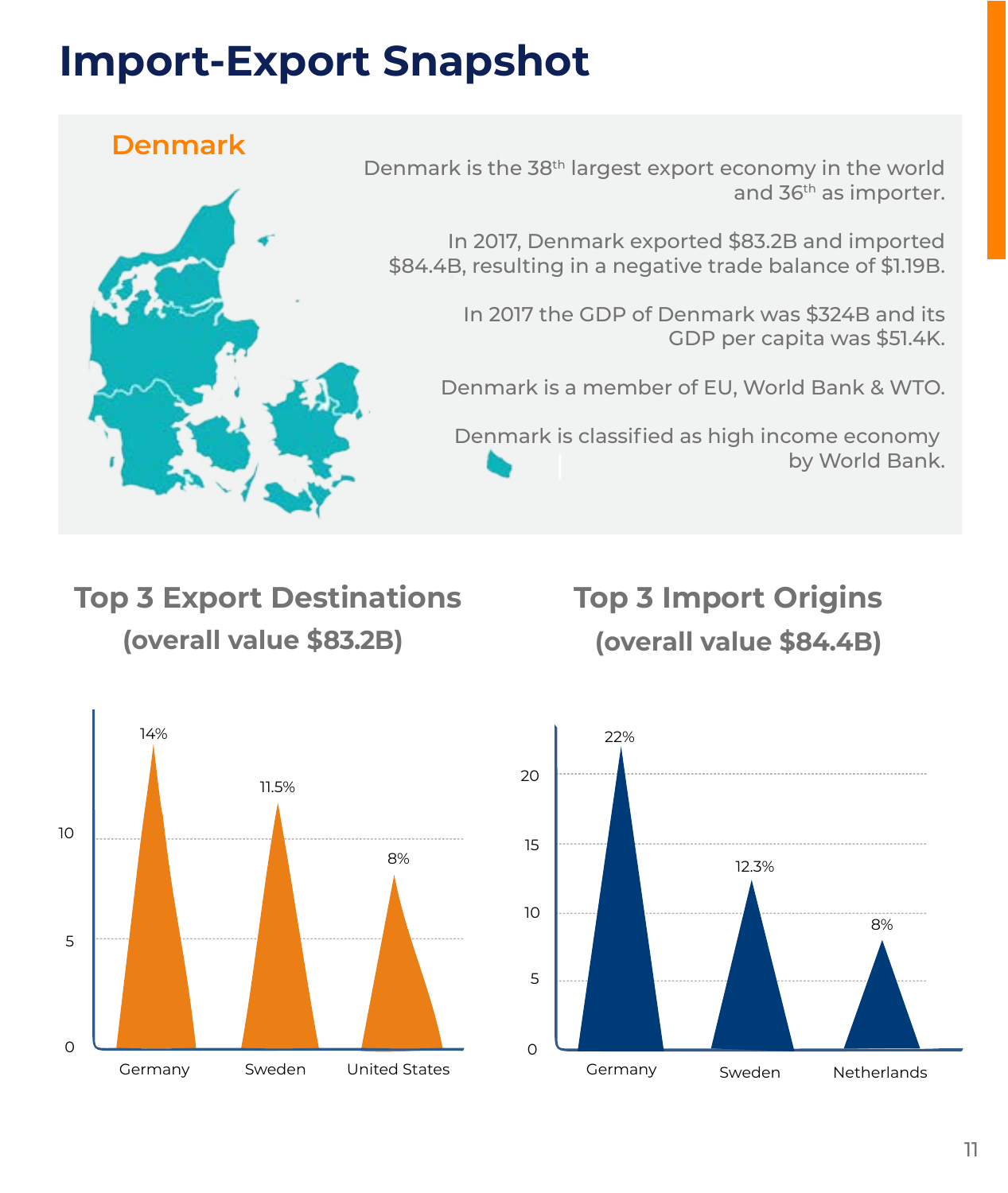# Import-Export Snapshot

## Denmark

Denmark is the 38th largest export economy in the world and 36th as importer.

In 2017, Denmark exported $83.2B and imported $84.4B, resulting in a negative trade balance of $1.19B.

In 2017 the GDP of Denmark was $324B and its GDP per capita was $51.4K.

Denmark is a member of EU, World Bank & WTO.

Denmark is classified as high income economy by World Bank.

## Top 3 Export Destinations

**(overall value $83.2B)**

| Country | Share |
|---|---|
| Germany | 14% |
| Sweden | 11.5% |
| United States | 8% |

## Top 3 Import Origins

**(overall value $84.4B)**

| Country | Share |
|---|---|
| Germany | 22% |
| Sweden | 12.3% |
| Netherlands | 8% |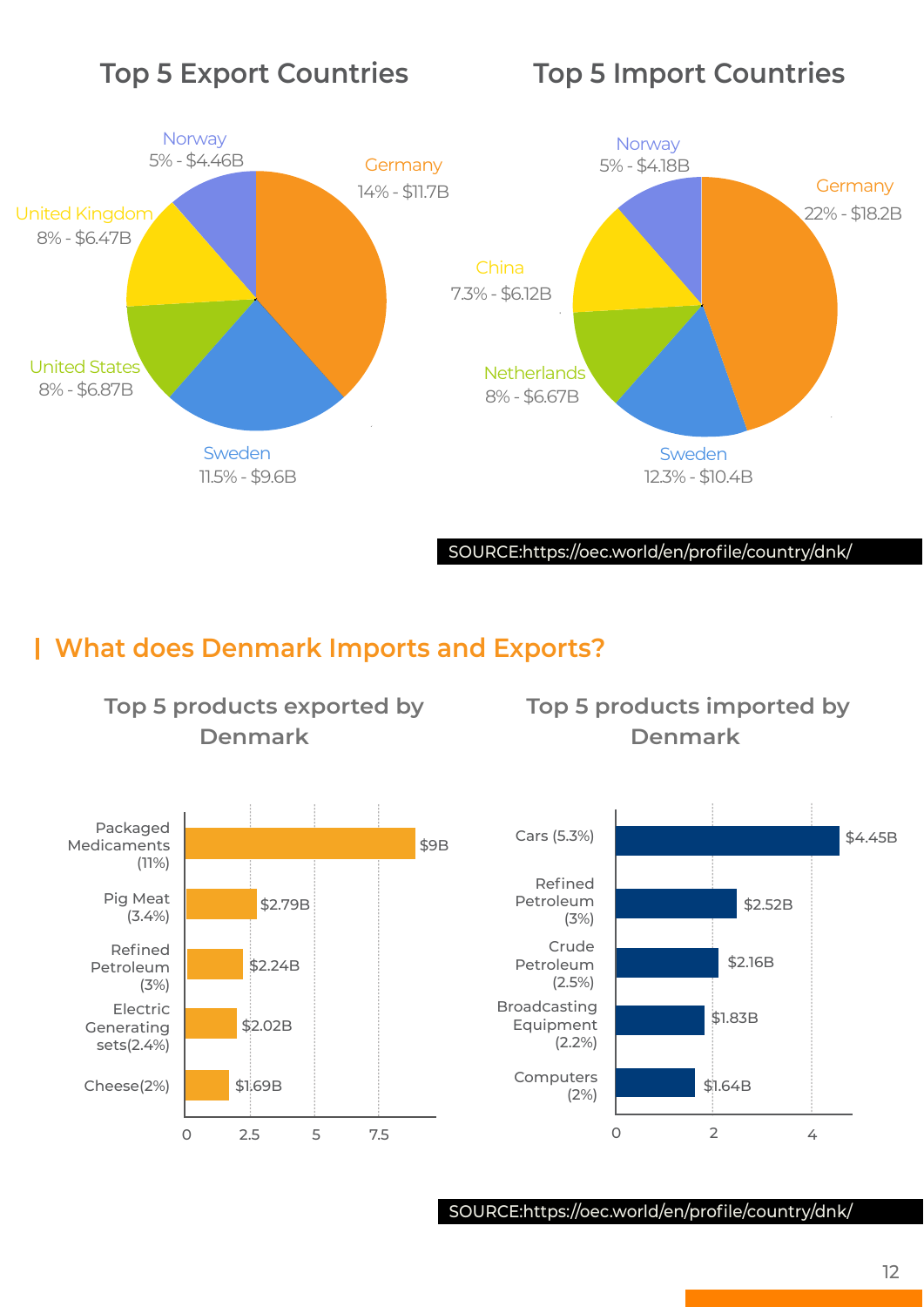## Top 5 Export Countries

| Country | Share | Value |
| --- | --- | --- |
| Germany | 14% | $11.7B |
| Sweden | 11.5% | $9.6B |
| United States | 8% | $6.87B |
| United Kingdom | 8% | $6.47B |
| Norway | 5% | $4.46B |

## Top 5 Import Countries

| Country | Share | Value |
| --- | --- | --- |
| Germany | 22% | $18.2B |
| Sweden | 12.3% | $10.4B |
| Netherlands | 8% | $6.67B |
| China | 7.3% | $6.12B |
| Norway | 5% | $4.18B |

SOURCE:https://oec.world/en/profile/country/dnk/

## What does Denmark Imports and Exports?

### Top 5 products exported by Denmark

| Product | Value |
| --- | --- |
| Packaged Medicaments (11%) | $9B |
| Pig Meat (3.4%) | $2.79B |
| Refined Petroleum (3%) | $2.24B |
| Electric Generating sets(2.4%) | $2.02B |
| Cheese(2%) | $1.69B |

### Top 5 products imported by Denmark

| Product | Value |
| --- | --- |
| Cars (5.3%) | $4.45B |
| Refined Petroleum (3%) | $2.52B |
| Crude Petroleum (2.5%) | $2.16B |
| Broadcasting Equipment (2.2%) | $1.83B |
| Computers (2%) | $1.64B |

SOURCE:https://oec.world/en/profile/country/dnk/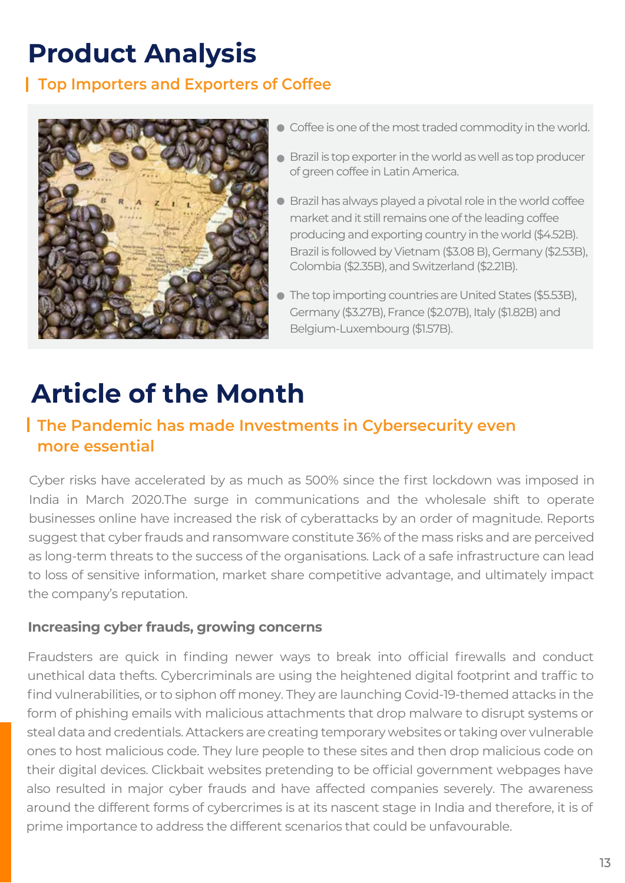# Product Analysis

## Top Importers and Exporters of Coffee

- Coffee is one of the most traded commodity in the world.
- Brazil is top exporter in the world as well as top producer of green coffee in Latin America.
- Brazil has always played a pivotal role in the world coffee market and it still remains one of the leading coffee producing and exporting country in the world ($4.52B). Brazil is followed by Vietnam ($3.08 B), Germany ($2.53B), Colombia ($2.35B), and Switzerland ($2.21B).
- The top importing countries are United States ($5.53B), Germany ($3.27B), France ($2.07B), Italy ($1.82B) and Belgium-Luxembourg ($1.57B).

# Article of the Month

## The Pandemic has made Investments in Cybersecurity even more essential

Cyber risks have accelerated by as much as 500% since the first lockdown was imposed in India in March 2020.The surge in communications and the wholesale shift to operate businesses online have increased the risk of cyberattacks by an order of magnitude. Reports suggest that cyber frauds and ransomware constitute 36% of the mass risks and are perceived as long-term threats to the success of the organisations. Lack of a safe infrastructure can lead to loss of sensitive information, market share competitive advantage, and ultimately impact the company's reputation.

### Increasing cyber frauds, growing concerns

Fraudsters are quick in finding newer ways to break into official firewalls and conduct unethical data thefts. Cybercriminals are using the heightened digital footprint and traffic to find vulnerabilities, or to siphon off money. They are launching Covid-19-themed attacks in the form of phishing emails with malicious attachments that drop malware to disrupt systems or steal data and credentials. Attackers are creating temporary websites or taking over vulnerable ones to host malicious code. They lure people to these sites and then drop malicious code on their digital devices. Clickbait websites pretending to be official government webpages have also resulted in major cyber frauds and have affected companies severely. The awareness around the different forms of cybercrimes is at its nascent stage in India and therefore, it is of prime importance to address the different scenarios that could be unfavourable.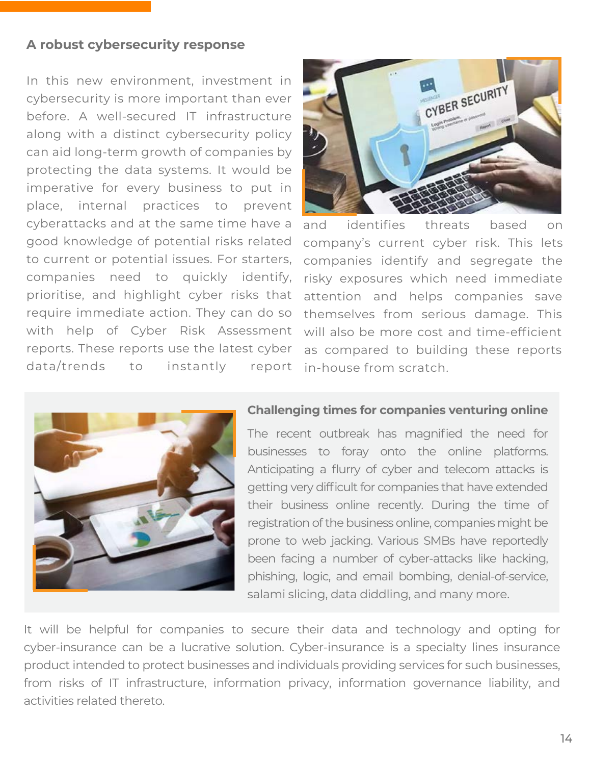## A robust cybersecurity response

In this new environment, investment in cybersecurity is more important than ever before. A well-secured IT infrastructure along with a distinct cybersecurity policy can aid long-term growth of companies by protecting the data systems. It would be imperative for every business to put in place, internal practices to prevent cyberattacks and at the same time have a good knowledge of potential risks related to current or potential issues. For starters, companies need to quickly identify, prioritise, and highlight cyber risks that require immediate action. They can do so with help of Cyber Risk Assessment reports. These reports use the latest cyber data/trends to instantly report and identifies threats based on company's current cyber risk. This lets companies identify and segregate the risky exposures which need immediate attention and helps companies save themselves from serious damage. This will also be more cost and time-efficient as compared to building these reports in-house from scratch.

### Challenging times for companies venturing online

The recent outbreak has magnified the need for businesses to foray onto the online platforms. Anticipating a flurry of cyber and telecom attacks is getting very difficult for companies that have extended their business online recently. During the time of registration of the business online, companies might be prone to web jacking. Various SMBs have reportedly been facing a number of cyber-attacks like hacking, phishing, logic, and email bombing, denial-of-service, salami slicing, data diddling, and many more.

It will be helpful for companies to secure their data and technology and opting for cyber-insurance can be a lucrative solution. Cyber-insurance is a specialty lines insurance product intended to protect businesses and individuals providing services for such businesses, from risks of IT infrastructure, information privacy, information governance liability, and activities related thereto.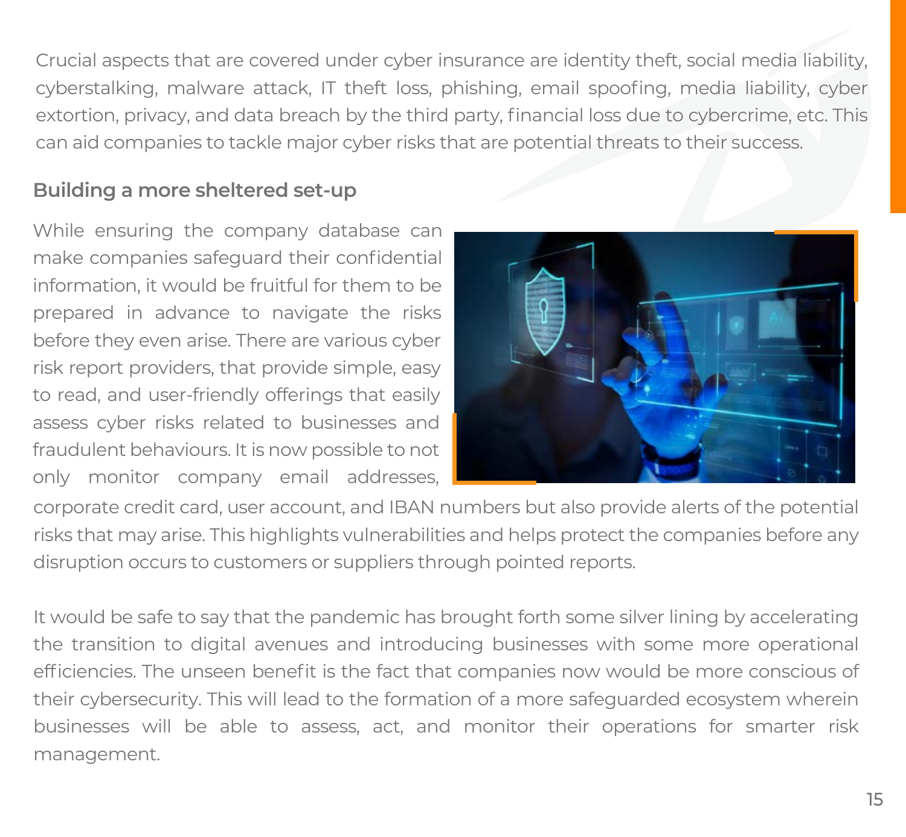Crucial aspects that are covered under cyber insurance are identity theft, social media liability, cyberstalking, malware attack, IT theft loss, phishing, email spoofing, media liability, cyber extortion, privacy, and data breach by the third party, financial loss due to cybercrime, etc. This can aid companies to tackle major cyber risks that are potential threats to their success.

### Building a more sheltered set-up

While ensuring the company database can make companies safeguard their confidential information, it would be fruitful for them to be prepared in advance to navigate the risks before they even arise. There are various cyber risk report providers, that provide simple, easy to read, and user-friendly offerings that easily assess cyber risks related to businesses and fraudulent behaviours. It is now possible to not only monitor company email addresses, corporate credit card, user account, and IBAN numbers but also provide alerts of the potential risks that may arise. This highlights vulnerabilities and helps protect the companies before any disruption occurs to customers or suppliers through pointed reports.

It would be safe to say that the pandemic has brought forth some silver lining by accelerating the transition to digital avenues and introducing businesses with some more operational efficiencies. The unseen benefit is the fact that companies now would be more conscious of their cybersecurity. This will lead to the formation of a more safeguarded ecosystem wherein businesses will be able to assess, act, and monitor their operations for smarter risk management.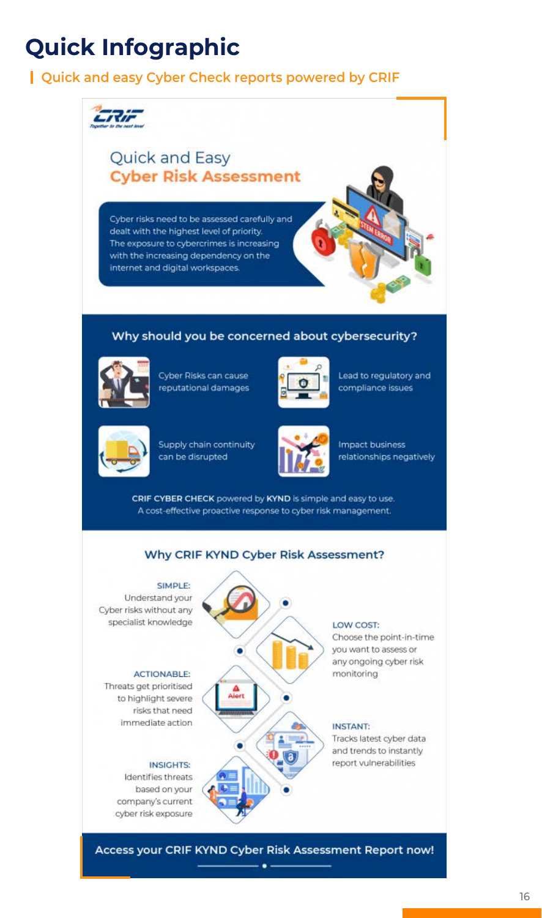# Quick Infographic

**Quick and easy Cyber Check reports powered by CRIF**

CRIF
Together to the next level

## Quick and Easy **Cyber Risk Assessment**

Cyber risks need to be assessed carefully and dealt with the highest level of priority. The exposure to cybercrimes is increasing with the increasing dependency on the internet and digital workspaces.

### Why should you be concerned about cybersecurity?

- Cyber Risks can cause reputational damages
- Lead to regulatory and compliance issues
- Supply chain continuity can be disrupted
- Impact business relationships negatively

**CRIF CYBER CHECK** powered by **KYND** is simple and easy to use. A cost-effective proactive response to cyber risk management.

### Why CRIF KYND Cyber Risk Assessment?

**SIMPLE:** Understand your Cyber risks without any specialist knowledge

**LOW COST:** Choose the point-in-time you want to assess or any ongoing cyber risk monitoring

**ACTIONABLE:** Threats get prioritised to highlight severe risks that need immediate action

**INSTANT:** Tracks latest cyber data and trends to instantly report vulnerabilities

**INSIGHTS:** Identifies threats based on your company's current cyber risk exposure

**Access your CRIF KYND Cyber Risk Assessment Report now!**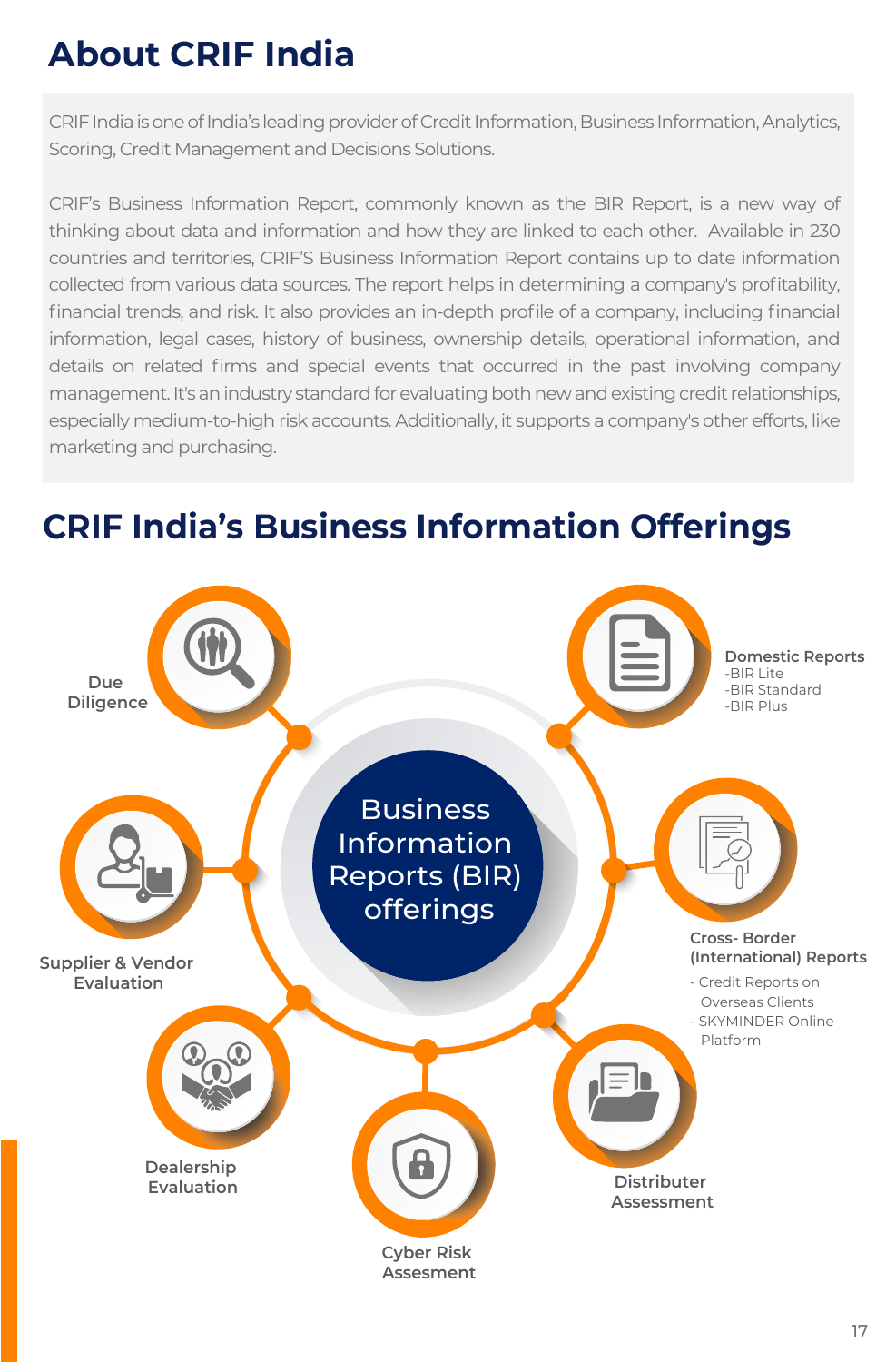# About CRIF India

CRIF India is one of India's leading provider of Credit Information, Business Information, Analytics, Scoring, Credit Management and Decisions Solutions.

CRIF's Business Information Report, commonly known as the BIR Report, is a new way of thinking about data and information and how they are linked to each other. Available in 230 countries and territories, CRIF'S Business Information Report contains up to date information collected from various data sources. The report helps in determining a company's profitability, financial trends, and risk. It also provides an in-depth profile of a company, including financial information, legal cases, history of business, ownership details, operational information, and details on related firms and special events that occurred in the past involving company management. It's an industry standard for evaluating both new and existing credit relationships, especially medium-to-high risk accounts. Additionally, it supports a company's other efforts, like marketing and purchasing.

# CRIF India's Business Information Offerings

**Business Information Reports (BIR) offerings**

**Due Diligence**

**Domestic Reports**
- BIR Lite
- BIR Standard
- BIR Plus

**Supplier & Vendor Evaluation**

**Cross- Border (International) Reports**
- Credit Reports on Overseas Clients
- SKYMINDER Online Platform

**Dealership Evaluation**

**Distributer Assessment**

**Cyber Risk Assesment**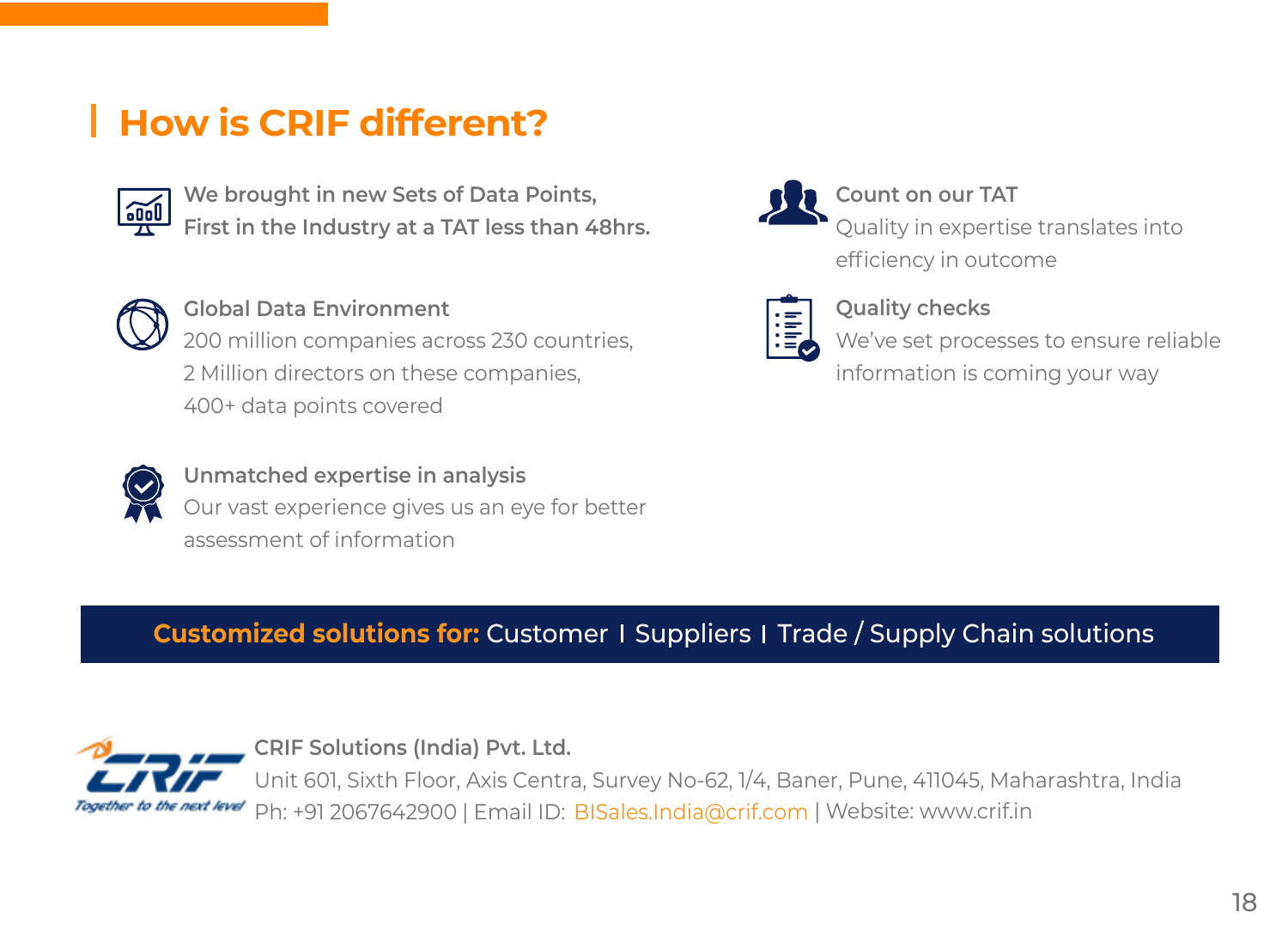## How is CRIF different?

**We brought in new Sets of Data Points, First in the Industry at a TAT less than 48hrs.**

**Global Data Environment**
200 million companies across 230 countries,
2 Million directors on these companies,
400+ data points covered

**Unmatched expertise in analysis**
Our vast experience gives us an eye for better assessment of information

**Count on our TAT**
Quality in expertise translates into efficiency in outcome

**Quality checks**
We've set processes to ensure reliable information is coming your way

**Customized solutions for:** Customer I Suppliers I Trade / Supply Chain solutions

Together to the next level

**CRIF Solutions (India) Pvt. Ltd.**
Unit 601, Sixth Floor, Axis Centra, Survey No-62, 1/4, Baner, Pune, 411045, Maharashtra, India
Ph: +91 2067642900 | Email ID: BISales.India@crif.com | Website: www.crif.in